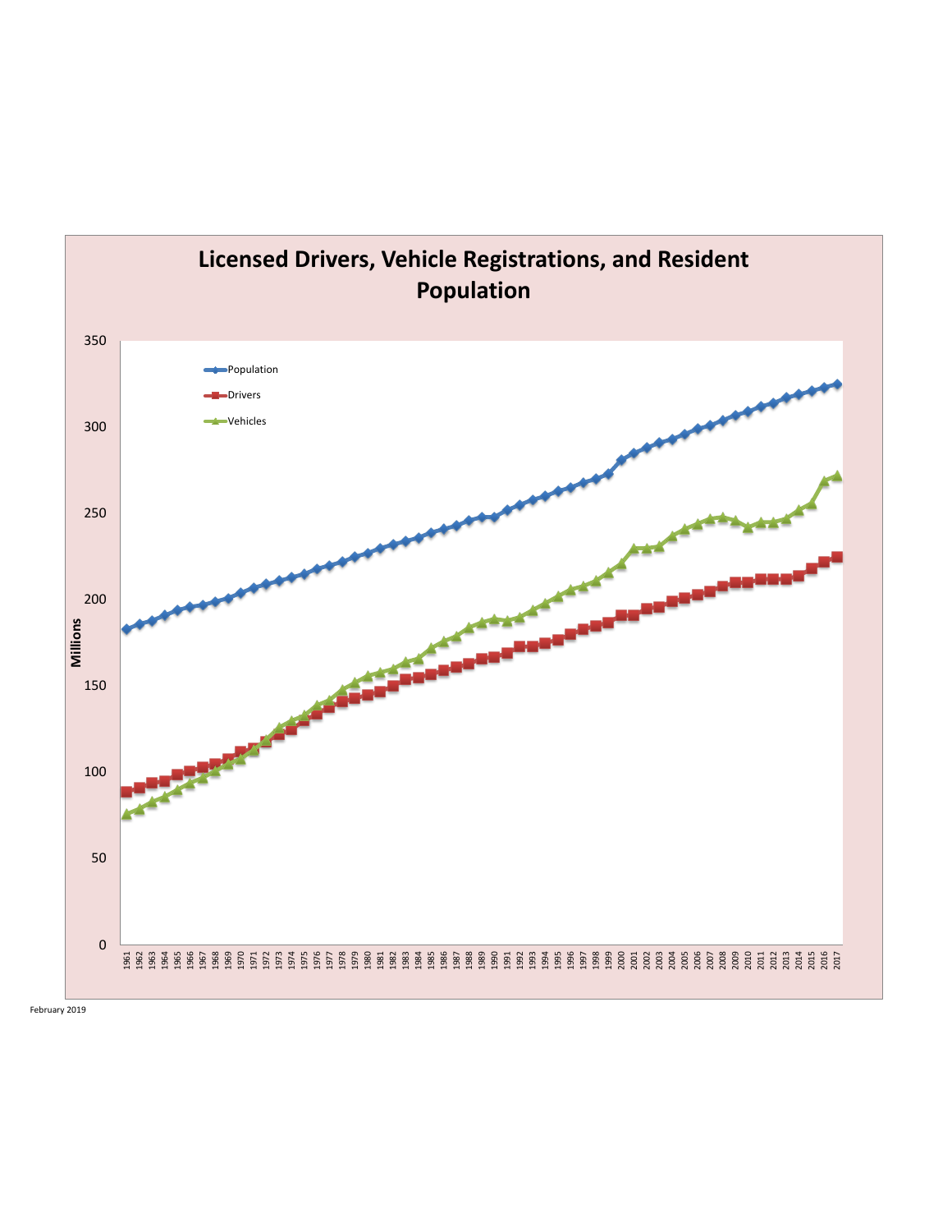# Licensed Drivers, Vehicle Registrations, and Resident Population

Millions

Population

Drivers

Vehicles

February 2019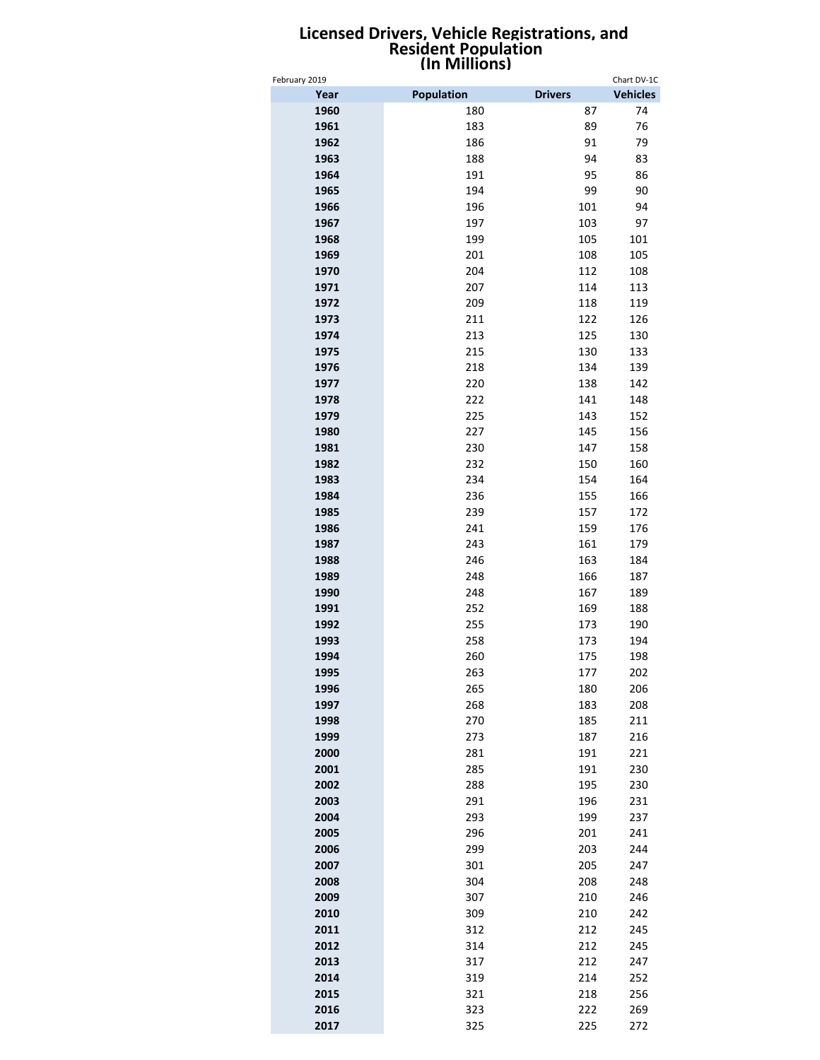# Licensed Drivers, Vehicle Registrations, and Resident Population (In Millions)

February 2019

Chart DV-1C

| Year | Population | Drivers | Vehicles |
|---|---|---|---|
| 1960 | 180 | 87 | 74 |
| 1961 | 183 | 89 | 76 |
| 1962 | 186 | 91 | 79 |
| 1963 | 188 | 94 | 83 |
| 1964 | 191 | 95 | 86 |
| 1965 | 194 | 99 | 90 |
| 1966 | 196 | 101 | 94 |
| 1967 | 197 | 103 | 97 |
| 1968 | 199 | 105 | 101 |
| 1969 | 201 | 108 | 105 |
| 1970 | 204 | 112 | 108 |
| 1971 | 207 | 114 | 113 |
| 1972 | 209 | 118 | 119 |
| 1973 | 211 | 122 | 126 |
| 1974 | 213 | 125 | 130 |
| 1975 | 215 | 130 | 133 |
| 1976 | 218 | 134 | 139 |
| 1977 | 220 | 138 | 142 |
| 1978 | 222 | 141 | 148 |
| 1979 | 225 | 143 | 152 |
| 1980 | 227 | 145 | 156 |
| 1981 | 230 | 147 | 158 |
| 1982 | 232 | 150 | 160 |
| 1983 | 234 | 154 | 164 |
| 1984 | 236 | 155 | 166 |
| 1985 | 239 | 157 | 172 |
| 1986 | 241 | 159 | 176 |
| 1987 | 243 | 161 | 179 |
| 1988 | 246 | 163 | 184 |
| 1989 | 248 | 166 | 187 |
| 1990 | 248 | 167 | 189 |
| 1991 | 252 | 169 | 188 |
| 1992 | 255 | 173 | 190 |
| 1993 | 258 | 173 | 194 |
| 1994 | 260 | 175 | 198 |
| 1995 | 263 | 177 | 202 |
| 1996 | 265 | 180 | 206 |
| 1997 | 268 | 183 | 208 |
| 1998 | 270 | 185 | 211 |
| 1999 | 273 | 187 | 216 |
| 2000 | 281 | 191 | 221 |
| 2001 | 285 | 191 | 230 |
| 2002 | 288 | 195 | 230 |
| 2003 | 291 | 196 | 231 |
| 2004 | 293 | 199 | 237 |
| 2005 | 296 | 201 | 241 |
| 2006 | 299 | 203 | 244 |
| 2007 | 301 | 205 | 247 |
| 2008 | 304 | 208 | 248 |
| 2009 | 307 | 210 | 246 |
| 2010 | 309 | 210 | 242 |
| 2011 | 312 | 212 | 245 |
| 2012 | 314 | 212 | 245 |
| 2013 | 317 | 212 | 247 |
| 2014 | 319 | 214 | 252 |
| 2015 | 321 | 218 | 256 |
| 2016 | 323 | 222 | 269 |
| 2017 | 325 | 225 | 272 |